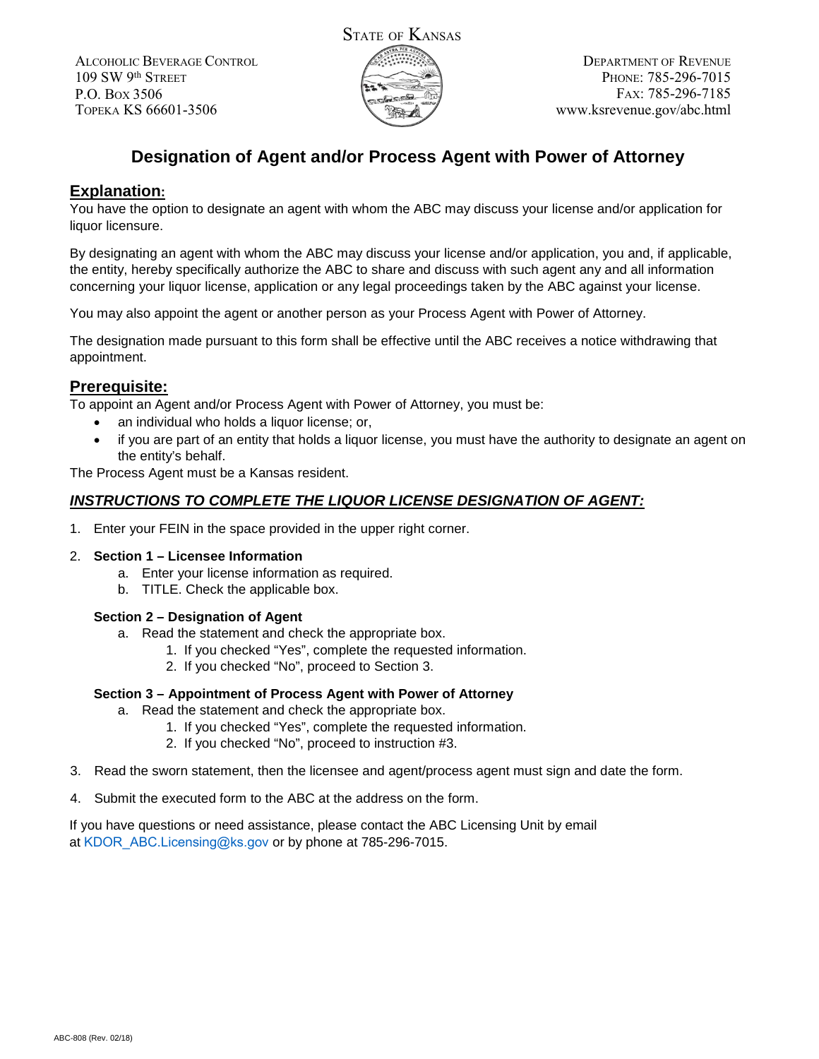STATE OF KANSAS

ALCOHOLIC BEVERAGE CONTROL
109 SW 9th STREET
P.O. BOX 3506
TOPEKA KS 66601-3506

DEPARTMENT OF REVENUE
PHONE: 785-296-7015
FAX: 785-296-7185
www.ksrevenue.gov/abc.html

# Designation of Agent and/or Process Agent with Power of Attorney

## Explanation:

You have the option to designate an agent with whom the ABC may discuss your license and/or application for liquor licensure.

By designating an agent with whom the ABC may discuss your license and/or application, you and, if applicable, the entity, hereby specifically authorize the ABC to share and discuss with such agent any and all information concerning your liquor license, application or any legal proceedings taken by the ABC against your license.

You may also appoint the agent or another person as your Process Agent with Power of Attorney.

The designation made pursuant to this form shall be effective until the ABC receives a notice withdrawing that appointment.

## Prerequisite:

To appoint an Agent and/or Process Agent with Power of Attorney, you must be:

- an individual who holds a liquor license; or,
- if you are part of an entity that holds a liquor license, you must have the authority to designate an agent on the entity's behalf.

The Process Agent must be a Kansas resident.

### ***INSTRUCTIONS TO COMPLETE THE LIQUOR LICENSE DESIGNATION OF AGENT:***

1. Enter your FEIN in the space provided in the upper right corner.

2. **Section 1 – Licensee Information**
   a. Enter your license information as required.
   b. TITLE. Check the applicable box.

   **Section 2 – Designation of Agent**
   a. Read the statement and check the appropriate box.
      1. If you checked "Yes", complete the requested information.
      2. If you checked "No", proceed to Section 3.

   **Section 3 – Appointment of Process Agent with Power of Attorney**
   a. Read the statement and check the appropriate box.
      1. If you checked "Yes", complete the requested information.
      2. If you checked "No", proceed to instruction #3.

3. Read the sworn statement, then the licensee and agent/process agent must sign and date the form.

4. Submit the executed form to the ABC at the address on the form.

If you have questions or need assistance, please contact the ABC Licensing Unit by email at KDOR_ABC.Licensing@ks.gov or by phone at 785-296-7015.

ABC-808 (Rev. 02/18)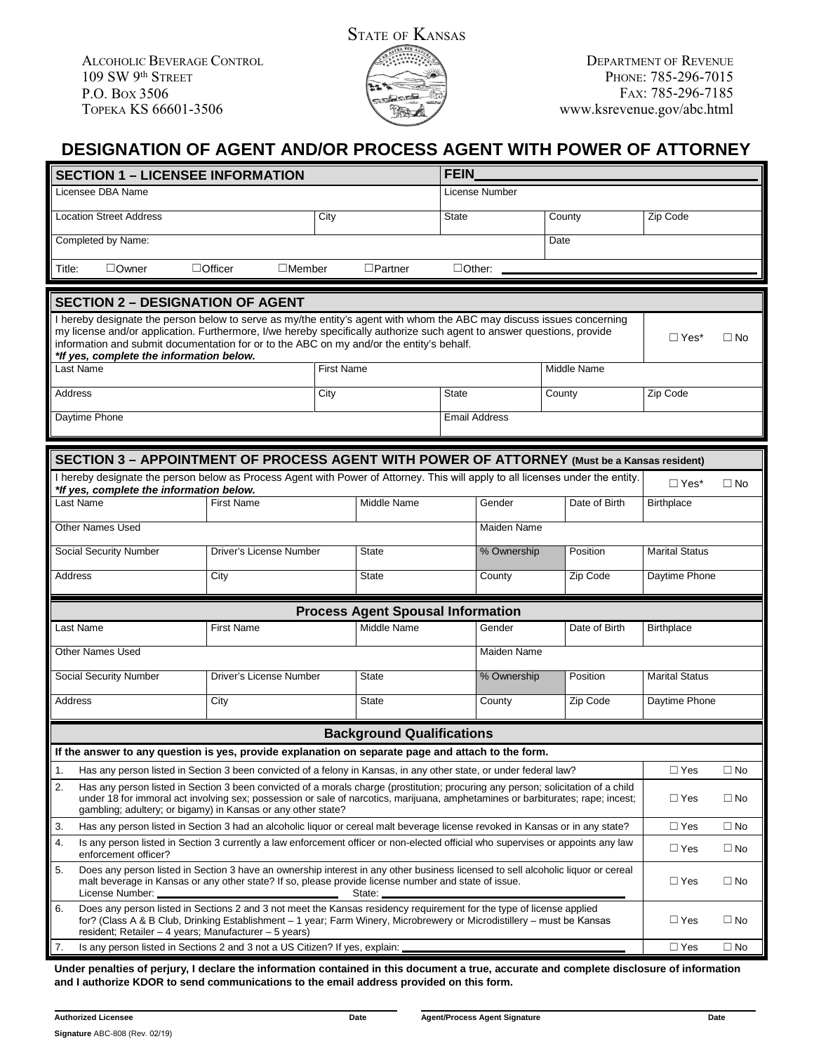STATE OF KANSAS

ALCOHOLIC BEVERAGE CONTROL
109 SW 9th STREET
P.O. BOX 3506
TOPEKA KS 66601-3506

DEPARTMENT OF REVENUE
PHONE: 785-296-7015
FAX: 785-296-7185
www.ksrevenue.gov/abc.html

# DESIGNATION OF AGENT AND/OR PROCESS AGENT WITH POWER OF ATTORNEY

| SECTION 1 – LICENSEE INFORMATION | | FEIN | | |
|---|---|---|---|---|
| Licensee DBA Name | | License Number | | |
| Location Street Address | City | State | County | Zip Code |
| Completed by Name: | | | Date | |
| Title: ☐Owner ☐Officer ☐Member ☐Partner ☐Other: | | | | |

| SECTION 2 – DESIGNATION OF AGENT | | | | |
|---|---|---|---|---|
| I hereby designate the person below to serve as my/the entity's agent with whom the ABC may discuss issues concerning my license and/or application. Furthermore, I/we hereby specifically authorize such agent to answer questions, provide information and submit documentation for or to the ABC on my and/or the entity's behalf. *If yes, complete the information below.* | | | | ☐ Yes* ☐ No |
| Last Name | First Name | | Middle Name | |
| Address | City | State | County | Zip Code |
| Daytime Phone | | Email Address | | |

| SECTION 3 – APPOINTMENT OF PROCESS AGENT WITH POWER OF ATTORNEY (Must be a Kansas resident) | | | | | |
|---|---|---|---|---|---|
| I hereby designate the person below as Process Agent with Power of Attorney. This will apply to all licenses under the entity. *If yes, complete the information below.* | | | | | ☐ Yes* ☐ No |
| Last Name | First Name | Middle Name | Gender | Date of Birth | Birthplace |
| Other Names Used | | | Maiden Name | | |
| Social Security Number | Driver's License Number | State | % Ownership | Position | Marital Status |
| Address | City | State | County | Zip Code | Daytime Phone |
| **Process Agent Spousal Information** | | | | | |
| Last Name | First Name | Middle Name | Gender | Date of Birth | Birthplace |
| Other Names Used | | | Maiden Name | | |
| Social Security Number | Driver's License Number | State | % Ownership | Position | Marital Status |
| Address | City | State | County | Zip Code | Daytime Phone |

| Background Qualifications | | |
|---|---|---|
| **If the answer to any question is yes, provide explanation on separate page and attach to the form.** | | |
| 1. Has any person listed in Section 3 been convicted of a felony in Kansas, in any other state, or under federal law? | ☐ Yes | ☐ No |
| 2. Has any person listed in Section 3 been convicted of a morals charge (prostitution; procuring any person; solicitation of a child under 18 for immoral act involving sex; possession or sale of narcotics, marijuana, amphetamines or barbiturates; rape; incest; gambling; adultery; or bigamy) in Kansas or any other state? | ☐ Yes | ☐ No |
| 3. Has any person listed in Section 3 had an alcoholic liquor or cereal malt beverage license revoked in Kansas or in any state? | ☐ Yes | ☐ No |
| 4. Is any person listed in Section 3 currently a law enforcement officer or non-elected official who supervises or appoints any law enforcement officer? | ☐ Yes | ☐ No |
| 5. Does any person listed in Section 3 have an ownership interest in any other business licensed to sell alcoholic liquor or cereal malt beverage in Kansas or any other state? If so, please provide license number and state of issue. License Number: ____ State: ____ | ☐ Yes | ☐ No |
| 6. Does any person listed in Sections 2 and 3 not meet the Kansas residency requirement for the type of license applied for? (Class A & B Club, Drinking Establishment – 1 year; Farm Winery, Microbrewery or Microdistillery – must be Kansas resident; Retailer – 4 years; Manufacturer – 5 years) | ☐ Yes | ☐ No |
| 7. Is any person listed in Sections 2 and 3 not a US Citizen? If yes, explain: ____ | ☐ Yes | ☐ No |

**Under penalties of perjury, I declare the information contained in this document a true, accurate and complete disclosure of information and I authorize KDOR to send communications to the email address provided on this form.**

**Authorized Licensee Signature** ____ **Date** ____ **Agent/Process Agent Signature** ____ **Date** ____

ABC-808 (Rev. 02/19)